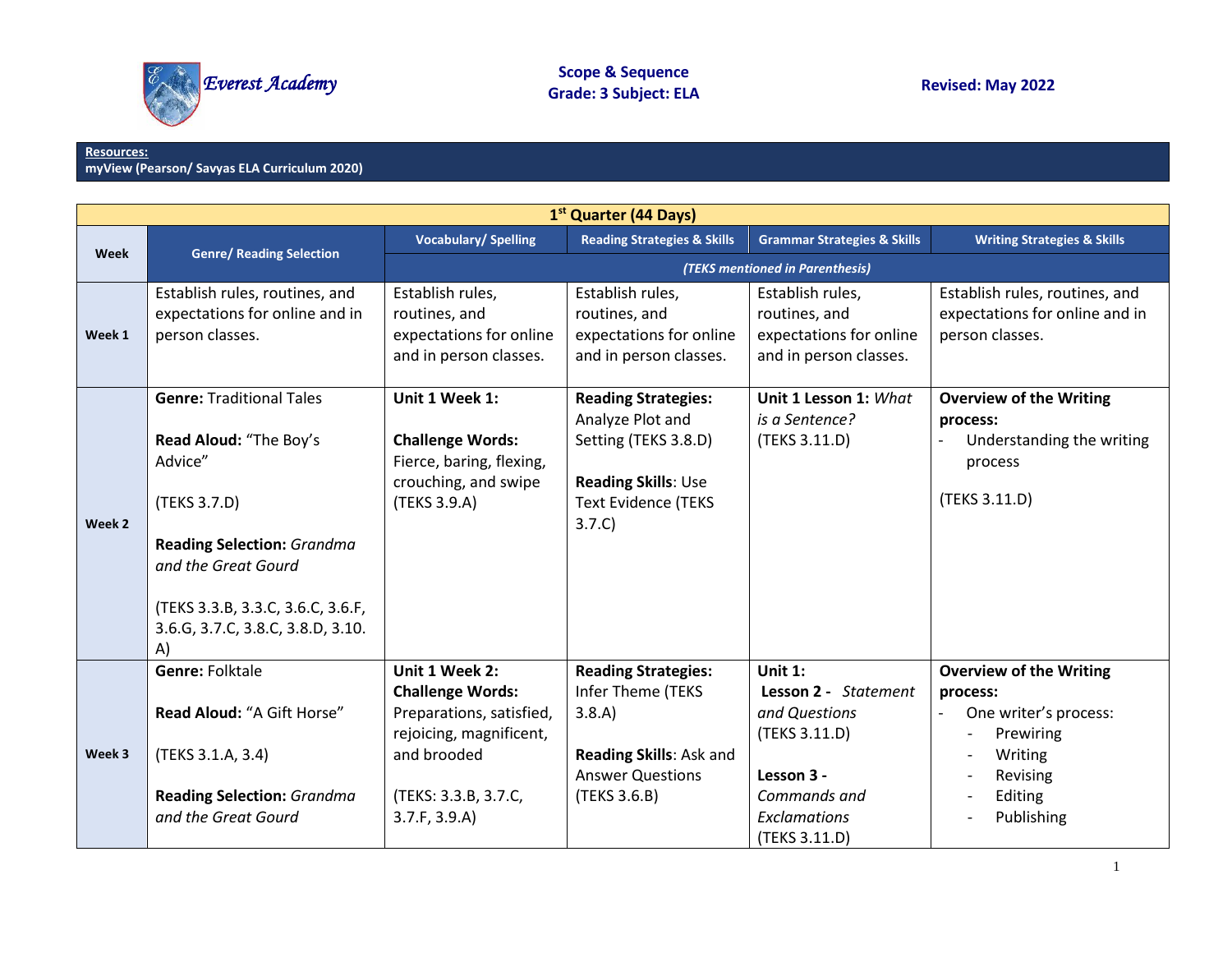Everest Academy

**Scope & Sequence**
**Grade: 3 Subject: ELA**

**Revised: May 2022**

**Resources:**
**myView (Pearson/ Savyas ELA Curriculum 2020)**

| **1st Quarter (44 Days)** | | | | | |
|---|---|---|---|---|---|
| **Week** | **Genre/ Reading Selection** | **Vocabulary/ Spelling** | **Reading Strategies & Skills** | **Grammar Strategies & Skills** | **Writing Strategies & Skills** |
| | | ***(TEKS mentioned in Parenthesis)*** | | | |
| **Week 1** | Establish rules, routines, and expectations for online and in person classes. | Establish rules, routines, and expectations for online and in person classes. | Establish rules, routines, and expectations for online and in person classes. | Establish rules, routines, and expectations for online and in person classes. | Establish rules, routines, and expectations for online and in person classes. |
| **Week 2** | **Genre:** Traditional Tales<br><br>**Read Aloud:** "The Boy's Advice"<br><br>(TEKS 3.7.D)<br><br>**Reading Selection:** *Grandma and the Great Gourd*<br><br>(TEKS 3.3.B, 3.3.C, 3.6.C, 3.6.F, 3.6.G, 3.7.C, 3.8.C, 3.8.D, 3.10.A) | **Unit 1 Week 1:**<br><br>**Challenge Words:** Fierce, baring, flexing, crouching, and swipe (TEKS 3.9.A) | **Reading Strategies:** Analyze Plot and Setting (TEKS 3.8.D)<br><br>**Reading Skills**: Use Text Evidence (TEKS 3.7.C) | **Unit 1 Lesson 1:** *What is a Sentence?* (TEKS 3.11.D) | **Overview of the Writing process:**<br>- Understanding the writing process<br><br>(TEKS 3.11.D) |
| **Week 3** | **Genre:** Folktale<br><br>**Read Aloud:** "A Gift Horse"<br><br>(TEKS 3.1.A, 3.4)<br><br>**Reading Selection:** *Grandma and the Great Gourd* | **Unit 1 Week 2:**<br>**Challenge Words:** Preparations, satisfied, rejoicing, magnificent, and brooded<br><br>(TEKS: 3.3.B, 3.7.C, 3.7.F, 3.9.A) | **Reading Strategies:** Infer Theme (TEKS 3.8.A)<br><br>**Reading Skills**: Ask and Answer Questions (TEKS 3.6.B) | **Unit 1:**<br>**Lesson 2 -** *Statement and Questions* (TEKS 3.11.D)<br><br>**Lesson 3 -** *Commands and Exclamations* (TEKS 3.11.D) | **Overview of the Writing process:**<br>- One writer's process:<br>&nbsp;&nbsp;- Prewiring<br>&nbsp;&nbsp;- Writing<br>&nbsp;&nbsp;- Revising<br>&nbsp;&nbsp;- Editing<br>&nbsp;&nbsp;- Publishing |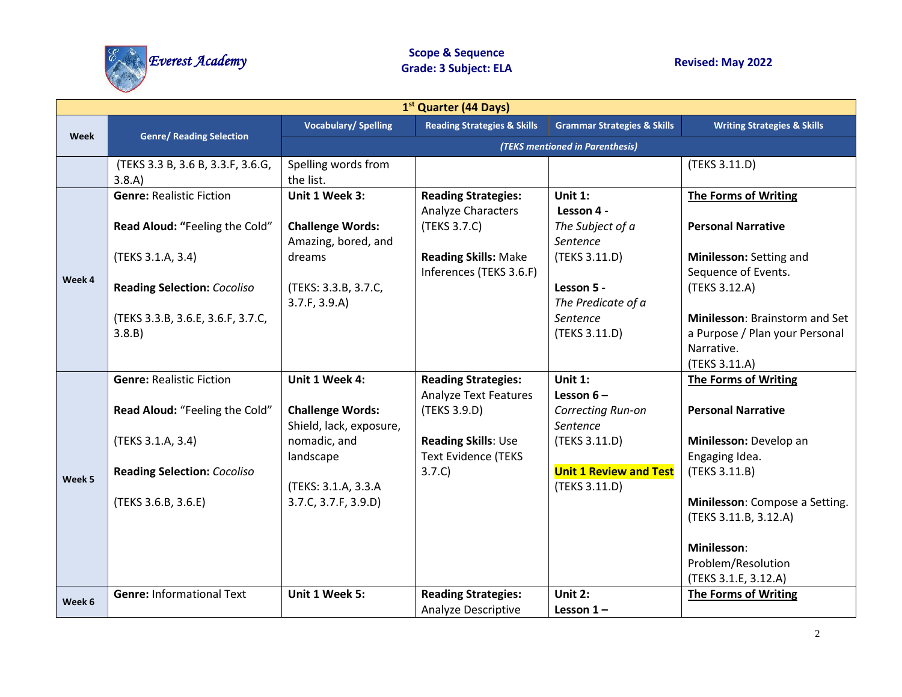Everest Academy

**Scope & Sequence**
**Grade: 3 Subject: ELA**

**Revised: May 2022**

| **1st Quarter (44 Days)** | | | | | |
|---|---|---|---|---|---|
| **Week** | **Genre/ Reading Selection** | **Vocabulary/ Spelling** | **Reading Strategies & Skills** | **Grammar Strategies & Skills** | **Writing Strategies & Skills** |
| | | *(TEKS mentioned in Parenthesis)* | | | |
| | (TEKS 3.3 B, 3.6 B, 3.3.F, 3.6.G, 3.8.A) | Spelling words from the list. | | | (TEKS 3.11.D) |
| **Week 4** | **Genre:** Realistic Fiction<br><br>**Read Aloud: "**Feeling the Cold"<br><br>(TEKS 3.1.A, 3.4)<br><br>**Reading Selection:** *Cocoliso*<br><br>(TEKS 3.3.B, 3.6.E, 3.6.F, 3.7.C, 3.8.B) | **Unit 1 Week 3:**<br><br>**Challenge Words:** Amazing, bored, and dreams<br><br>(TEKS: 3.3.B, 3.7.C, 3.7.F, 3.9.A) | **Reading Strategies:** Analyze Characters (TEKS 3.7.C)<br><br>**Reading Skills:** Make Inferences (TEKS 3.6.F) | **Unit 1:**<br>**Lesson 4 -** *The Subject of a Sentence* (TEKS 3.11.D)<br><br>**Lesson 5 -** *The Predicate of a Sentence* (TEKS 3.11.D) | **The Forms of Writing**<br><br>**Personal Narrative**<br><br>**Minilesson:** Setting and Sequence of Events. (TEKS 3.12.A)<br><br>**Minilesson**: Brainstorm and Set a Purpose / Plan your Personal Narrative. (TEKS 3.11.A) |
| **Week 5** | **Genre:** Realistic Fiction<br><br>**Read Aloud:** "Feeling the Cold"<br><br>(TEKS 3.1.A, 3.4)<br><br>**Reading Selection:** *Cocoliso*<br><br>(TEKS 3.6.B, 3.6.E) | **Unit 1 Week 4:**<br><br>**Challenge Words:** Shield, lack, exposure, nomadic, and landscape<br><br>(TEKS: 3.1.A, 3.3.A 3.7.C, 3.7.F, 3.9.D) | **Reading Strategies:** Analyze Text Features (TEKS 3.9.D)<br><br>**Reading Skills**: Use Text Evidence (TEKS 3.7.C) | **Unit 1:**<br>**Lesson 6 –** *Correcting Run-on Sentence* (TEKS 3.11.D)<br><br>**Unit 1 Review and Test** (TEKS 3.11.D) | **The Forms of Writing**<br><br>**Personal Narrative**<br><br>**Minilesson:** Develop an Engaging Idea. (TEKS 3.11.B)<br><br>**Minilesson**: Compose a Setting. (TEKS 3.11.B, 3.12.A)<br><br>**Minilesson**: Problem/Resolution (TEKS 3.1.E, 3.12.A) |
| **Week 6** | **Genre:** Informational Text | **Unit 1 Week 5:** | **Reading Strategies:** Analyze Descriptive | **Unit 2:**<br>**Lesson 1 –** | **The Forms of Writing** |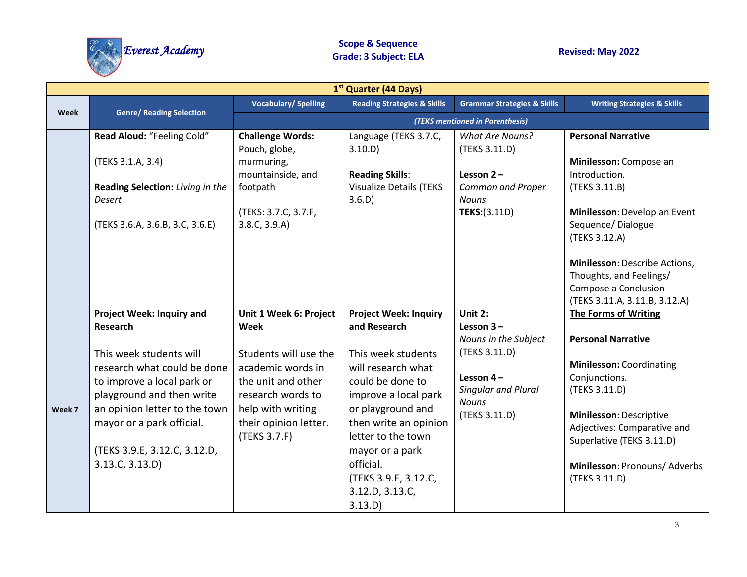Scope & Sequence
Grade: 3 Subject: ELA

Revised: May 2022

| 1st Quarter (44 Days) | | | | | | |
|---|---|---|---|---|---|---|
| **Week** | **Genre/ Reading Selection** | **Vocabulary/ Spelling** | **Reading Strategies & Skills** | **Grammar Strategies & Skills** | **Writing Strategies & Skills** |
| | | *(TEKS mentioned in Parenthesis)* | | | |
| | **Read Aloud:** "Feeling Cold"<br><br>(TEKS 3.1.A, 3.4)<br><br>**Reading Selection:** *Living in the Desert*<br><br>(TEKS 3.6.A, 3.6.B, 3.C, 3.6.E) | **Challenge Words:** Pouch, globe, murmuring, mountainside, and footpath<br><br>(TEKS: 3.7.C, 3.7.F, 3.8.C, 3.9.A) | Language (TEKS 3.7.C, 3.10.D)<br><br>**Reading Skills**: Visualize Details (TEKS 3.6.D) | *What Are Nouns?* (TEKS 3.11.D)<br><br>**Lesson 2 –** *Common and Proper Nouns*<br>**TEKS:**(3.11D) | **Personal Narrative**<br><br>**Minilesson:** Compose an Introduction. (TEKS 3.11.B)<br><br>**Minilesson**: Develop an Event Sequence/ Dialogue (TEKS 3.12.A)<br><br>**Minilesson**: Describe Actions, Thoughts, and Feelings/ Compose a Conclusion (TEKS 3.11.A, 3.11.B, 3.12.A) |
| **Week 7** | **Project Week: Inquiry and Research**<br><br>This week students will research what could be done to improve a local park or playground and then write an opinion letter to the town mayor or a park official.<br><br>(TEKS 3.9.E, 3.12.C, 3.12.D, 3.13.C, 3.13.D) | **Unit 1 Week 6: Project Week**<br><br>Students will use the academic words in the unit and other research words to help with writing their opinion letter. (TEKS 3.7.F) | **Project Week: Inquiry and Research**<br><br>This week students will research what could be done to improve a local park or playground and then write an opinion letter to the town mayor or a park official. (TEKS 3.9.E, 3.12.C, 3.12.D, 3.13.C, 3.13.D) | **Unit 2:**<br>**Lesson 3 –** *Nouns in the Subject* (TEKS 3.11.D)<br><br>**Lesson 4 –** *Singular and Plural Nouns* (TEKS 3.11.D) | **The Forms of Writing**<br><br>**Personal Narrative**<br><br>**Minilesson:** Coordinating Conjunctions. (TEKS 3.11.D)<br><br>**Minilesson**: Descriptive Adjectives: Comparative and Superlative (TEKS 3.11.D)<br><br>**Minilesson**: Pronouns/ Adverbs (TEKS 3.11.D) |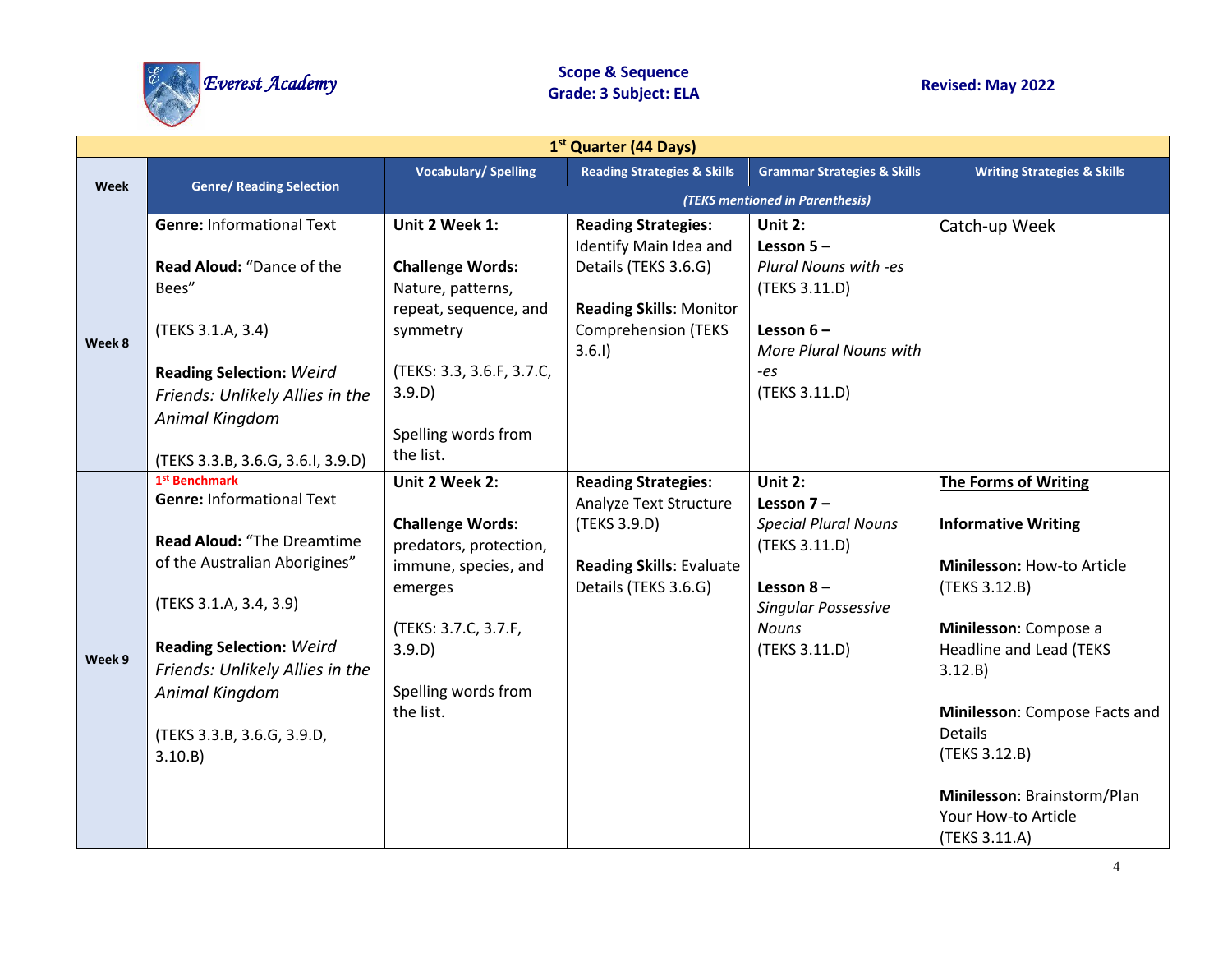Everest Academy

**Scope & Sequence**
**Grade: 3 Subject: ELA**

**Revised: May 2022**

| 1st Quarter (44 Days) | | | | | |
|---|---|---|---|---|---|
| **Week** | **Genre/ Reading Selection** | **Vocabulary/ Spelling** | **Reading Strategies & Skills** | **Grammar Strategies & Skills** | **Writing Strategies & Skills** |
| | | *(TEKS mentioned in Parenthesis)* | | | |
| **Week 8** | **Genre:** Informational Text<br><br>**Read Aloud:** "Dance of the Bees"<br><br>(TEKS 3.1.A, 3.4)<br><br>**Reading Selection:** *Weird Friends: Unlikely Allies in the Animal Kingdom*<br><br>(TEKS 3.3.B, 3.6.G, 3.6.I, 3.9.D) | **Unit 2 Week 1:**<br><br>**Challenge Words:** Nature, patterns, repeat, sequence, and symmetry<br><br>(TEKS: 3.3, 3.6.F, 3.7.C, 3.9.D)<br><br>Spelling words from the list. | **Reading Strategies:** Identify Main Idea and Details (TEKS 3.6.G)<br><br>**Reading Skills**: Monitor Comprehension (TEKS 3.6.I) | **Unit 2:**<br>**Lesson 5 –** *Plural Nouns with -es* (TEKS 3.11.D)<br><br>**Lesson 6 –** *More Plural Nouns with -es* (TEKS 3.11.D) | Catch-up Week |
| **Week 9** | **1st Benchmark**<br>**Genre:** Informational Text<br><br>**Read Aloud:** "The Dreamtime of the Australian Aborigines"<br><br>(TEKS 3.1.A, 3.4, 3.9)<br><br>**Reading Selection:** *Weird Friends: Unlikely Allies in the Animal Kingdom*<br><br>(TEKS 3.3.B, 3.6.G, 3.9.D, 3.10.B) | **Unit 2 Week 2:**<br><br>**Challenge Words:** predators, protection, immune, species, and emerges<br><br>(TEKS: 3.7.C, 3.7.F, 3.9.D)<br><br>Spelling words from the list. | **Reading Strategies:** Analyze Text Structure (TEKS 3.9.D)<br><br>**Reading Skills**: Evaluate Details (TEKS 3.6.G) | **Unit 2:**<br>**Lesson 7 –** *Special Plural Nouns* (TEKS 3.11.D)<br><br>**Lesson 8 –** *Singular Possessive Nouns* (TEKS 3.11.D) | **The Forms of Writing**<br><br>**Informative Writing**<br><br>**Minilesson:** How-to Article (TEKS 3.12.B)<br><br>**Minilesson**: Compose a Headline and Lead (TEKS 3.12.B)<br><br>**Minilesson**: Compose Facts and Details (TEKS 3.12.B)<br><br>**Minilesson**: Brainstorm/Plan Your How-to Article (TEKS 3.11.A) |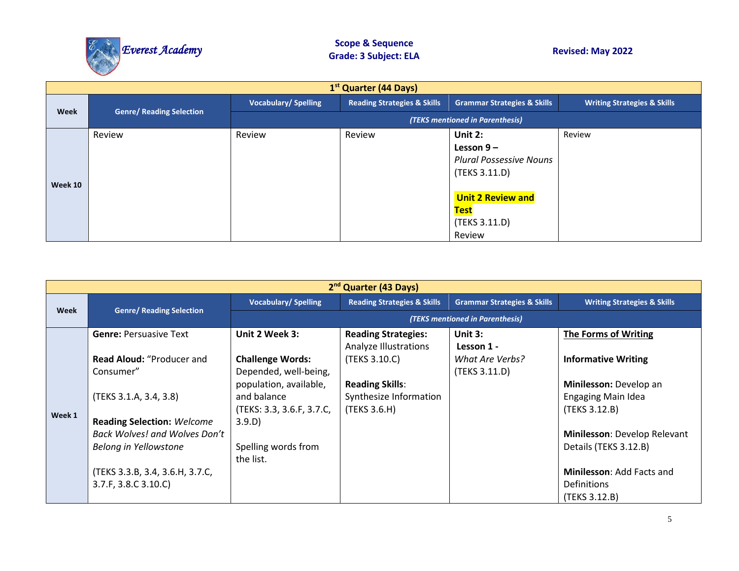Everest Academy

**Scope & Sequence**
**Grade: 3 Subject: ELA**

**Revised: May 2022**

| 1st Quarter (44 Days) | | | | | |
|---|---|---|---|---|---|
| **Week** | **Genre/ Reading Selection** | **Vocabulary/ Spelling** | **Reading Strategies & Skills** | **Grammar Strategies & Skills** | **Writing Strategies & Skills** |
| | | *(TEKS mentioned in Parenthesis)* | | | |
| **Week 10** | Review | Review | Review | **Unit 2:** **Lesson 9 –** *Plural Possessive Nouns* (TEKS 3.11.D)<br><br>**Unit 2 Review and Test** (TEKS 3.11.D) Review | Review |

| 2nd Quarter (43 Days) | | | | | |
|---|---|---|---|---|---|
| **Week** | **Genre/ Reading Selection** | **Vocabulary/ Spelling** | **Reading Strategies & Skills** | **Grammar Strategies & Skills** | **Writing Strategies & Skills** |
| | | *(TEKS mentioned in Parenthesis)* | | | |
| **Week 1** | **Genre:** Persuasive Text<br><br>**Read Aloud:** "Producer and Consumer"<br><br>(TEKS 3.1.A, 3.4, 3.8)<br><br>**Reading Selection:** *Welcome Back Wolves! and Wolves Don't Belong in Yellowstone*<br><br>(TEKS 3.3.B, 3.4, 3.6.H, 3.7.C, 3.7.F, 3.8.C 3.10.C) | **Unit 2 Week 3:**<br><br>**Challenge Words:** Depended, well-being, population, available, and balance (TEKS: 3.3, 3.6.F, 3.7.C, 3.9.D)<br><br>Spelling words from the list. | **Reading Strategies:** Analyze Illustrations (TEKS 3.10.C)<br><br>**Reading Skills**: Synthesize Information (TEKS 3.6.H) | **Unit 3:** **Lesson 1 -** *What Are Verbs?* (TEKS 3.11.D) | **The Forms of Writing**<br><br>**Informative Writing**<br><br>**Minilesson:** Develop an Engaging Main Idea (TEKS 3.12.B)<br><br>**Minilesson**: Develop Relevant Details (TEKS 3.12.B)<br><br>**Minilesson**: Add Facts and Definitions (TEKS 3.12.B) |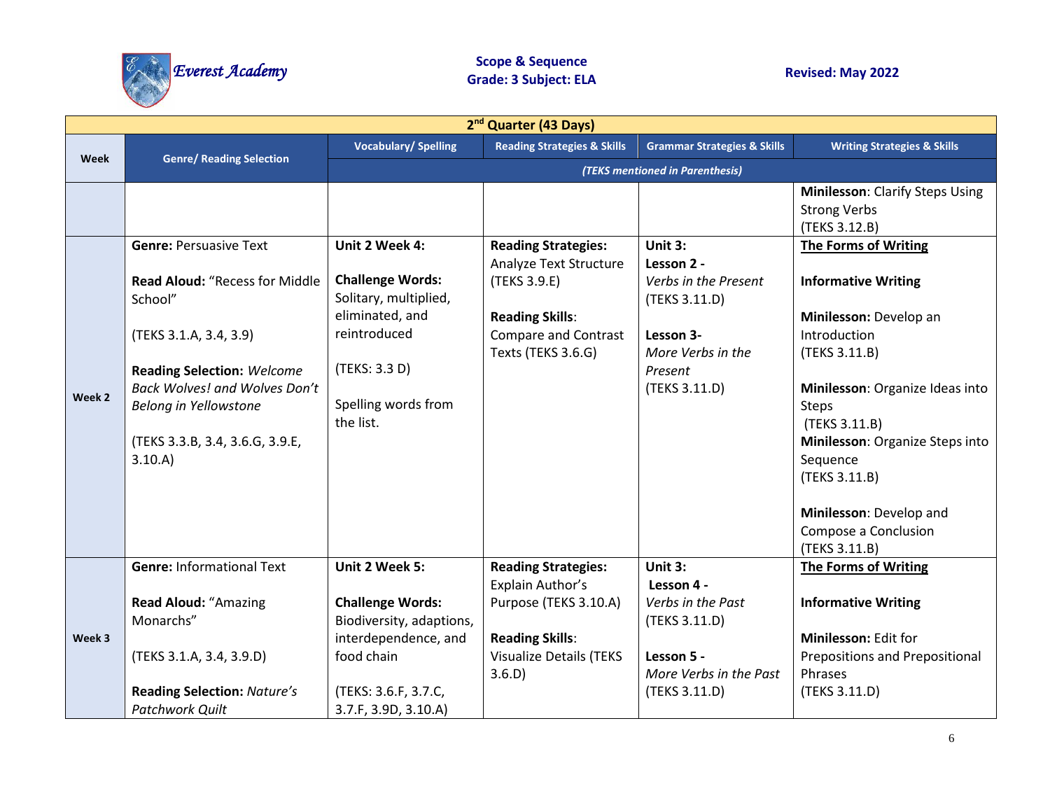| Week | Genre/ Reading Selection | Vocabulary/ Spelling | Reading Strategies & Skills | Grammar Strategies & Skills | Writing Strategies & Skills |
|---|---|---|---|---|---|
| **2nd Quarter (43 Days)** | | | | | |
| | | *(TEKS mentioned in Parenthesis)* | | | |
| | | | | | **Minilesson**: Clarify Steps Using Strong Verbs (TEKS 3.12.B) |
| Week 2 | **Genre:** Persuasive Text<br><br>**Read Aloud:** "Recess for Middle School"<br><br>(TEKS 3.1.A, 3.4, 3.9)<br><br>**Reading Selection:** *Welcome Back Wolves! and Wolves Don't Belong in Yellowstone*<br><br>(TEKS 3.3.B, 3.4, 3.6.G, 3.9.E, 3.10.A) | **Unit 2 Week 4:**<br><br>**Challenge Words:** Solitary, multiplied, eliminated, and reintroduced<br><br>(TEKS: 3.3 D)<br><br>Spelling words from the list. | **Reading Strategies:** Analyze Text Structure (TEKS 3.9.E)<br><br>**Reading Skills**: Compare and Contrast Texts (TEKS 3.6.G) | **Unit 3:**<br>**Lesson 2 -** *Verbs in the Present* (TEKS 3.11.D)<br><br>**Lesson 3-** *More Verbs in the Present* (TEKS 3.11.D) | **The Forms of Writing**<br><br>**Informative Writing**<br><br>**Minilesson:** Develop an Introduction (TEKS 3.11.B)<br><br>**Minilesson**: Organize Ideas into Steps (TEKS 3.11.B)<br>**Minilesson**: Organize Steps into Sequence (TEKS 3.11.B)<br><br>**Minilesson**: Develop and Compose a Conclusion (TEKS 3.11.B) |
| Week 3 | **Genre:** Informational Text<br><br>**Read Aloud:** "Amazing Monarchs"<br><br>(TEKS 3.1.A, 3.4, 3.9.D)<br><br>**Reading Selection:** *Nature's Patchwork Quilt* | **Unit 2 Week 5:**<br><br>**Challenge Words:** Biodiversity, adaptions, interdependence, and food chain<br><br>(TEKS: 3.6.F, 3.7.C, 3.7.F, 3.9D, 3.10.A) | **Reading Strategies:** Explain Author's Purpose (TEKS 3.10.A)<br><br>**Reading Skills**: Visualize Details (TEKS 3.6.D) | **Unit 3:**<br>**Lesson 4 -** *Verbs in the Past* (TEKS 3.11.D)<br><br>**Lesson 5 -** *More Verbs in the Past* (TEKS 3.11.D) | **The Forms of Writing**<br><br>**Informative Writing**<br><br>**Minilesson:** Edit for Prepositions and Prepositional Phrases (TEKS 3.11.D) |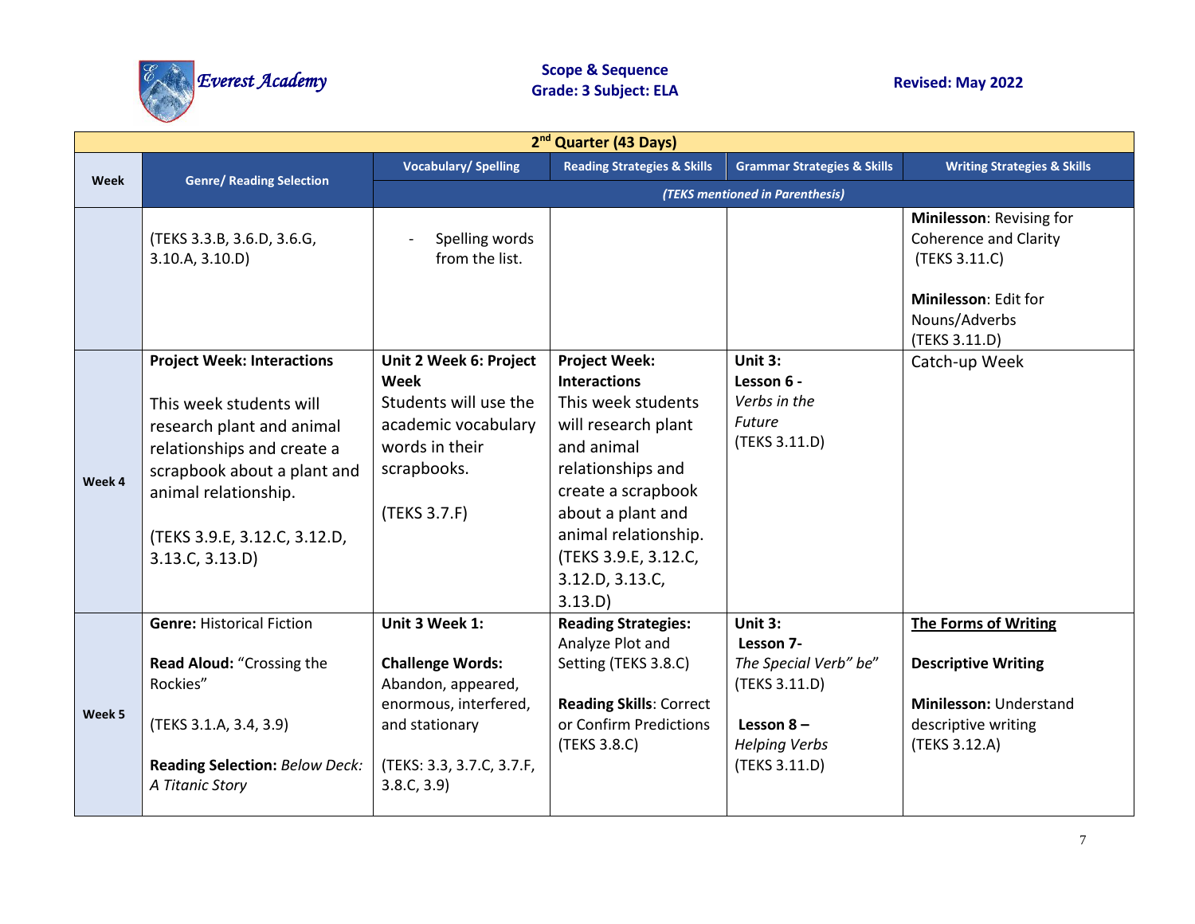| Week | Genre/ Reading Selection | Vocabulary/ Spelling | Reading Strategies & Skills | Grammar Strategies & Skills | Writing Strategies & Skills |
|---|---|---|---|---|---|
| | | *(TEKS mentioned in Parenthesis)* | | | |
| **2nd Quarter (43 Days)** | | | | | |
| | (TEKS 3.3.B, 3.6.D, 3.6.G, 3.10.A, 3.10.D) | - Spelling words from the list. | | | **Minilesson**: Revising for Coherence and Clarity (TEKS 3.11.C)<br><br>**Minilesson**: Edit for Nouns/Adverbs (TEKS 3.11.D) |
| **Week 4** | **Project Week: Interactions**<br><br>This week students will research plant and animal relationships and create a scrapbook about a plant and animal relationship.<br><br>(TEKS 3.9.E, 3.12.C, 3.12.D, 3.13.C, 3.13.D) | **Unit 2 Week 6: Project Week**<br>Students will use the academic vocabulary words in their scrapbooks.<br><br>(TEKS 3.7.F) | **Project Week: Interactions**<br>This week students will research plant and animal relationships and create a scrapbook about a plant and animal relationship. (TEKS 3.9.E, 3.12.C, 3.12.D, 3.13.C, 3.13.D) | **Unit 3:**<br>**Lesson 6 -**<br>*Verbs in the Future*<br>(TEKS 3.11.D) | Catch-up Week |
| **Week 5** | **Genre:** Historical Fiction<br><br>**Read Aloud:** "Crossing the Rockies"<br><br>(TEKS 3.1.A, 3.4, 3.9)<br><br>**Reading Selection:** *Below Deck: A Titanic Story* | **Unit 3 Week 1:**<br><br>**Challenge Words:** Abandon, appeared, enormous, interfered, and stationary<br><br>(TEKS: 3.3, 3.7.C, 3.7.F, 3.8.C, 3.9) | **Reading Strategies:** Analyze Plot and Setting (TEKS 3.8.C)<br><br>**Reading Skills**: Correct or Confirm Predictions (TEKS 3.8.C) | **Unit 3:**<br>**Lesson 7-**<br>*The Special Verb" be*"<br>(TEKS 3.11.D)<br><br>**Lesson 8 –**<br>*Helping Verbs*<br>(TEKS 3.11.D) | **The Forms of Writing**<br><br>**Descriptive Writing**<br><br>**Minilesson:** Understand descriptive writing (TEKS 3.12.A) |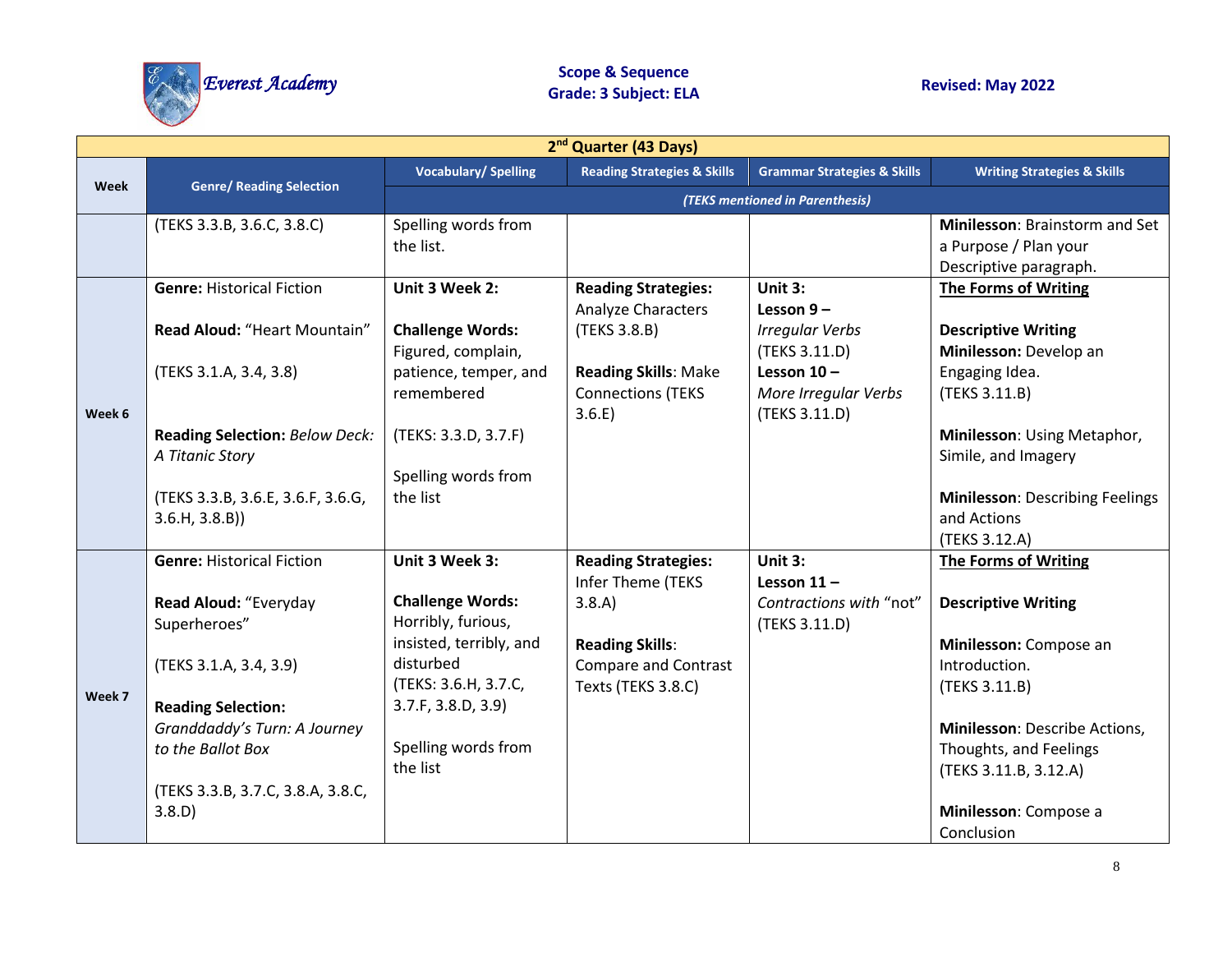Everest Academy

**Scope & Sequence**
**Grade: 3 Subject: ELA**

**Revised: May 2022**

| 2nd Quarter (43 Days) | | | | | |
|---|---|---|---|---|---|
| **Week** | **Genre/ Reading Selection** | **Vocabulary/ Spelling** | **Reading Strategies & Skills** | **Grammar Strategies & Skills** | **Writing Strategies & Skills** |
| | | *(TEKS mentioned in Parenthesis)* | | | |
| | (TEKS 3.3.B, 3.6.C, 3.8.C) | Spelling words from the list. | | | **Minilesson**: Brainstorm and Set a Purpose / Plan your Descriptive paragraph. |
| **Week 6** | **Genre:** Historical Fiction<br><br>**Read Aloud:** "Heart Mountain"<br><br>(TEKS 3.1.A, 3.4, 3.8)<br><br>**Reading Selection:** *Below Deck: A Titanic Story*<br><br>(TEKS 3.3.B, 3.6.E, 3.6.F, 3.6.G, 3.6.H, 3.8.B)) | **Unit 3 Week 2:**<br><br>**Challenge Words:** Figured, complain, patience, temper, and remembered<br><br>(TEKS: 3.3.D, 3.7.F)<br><br>Spelling words from the list | **Reading Strategies:** Analyze Characters (TEKS 3.8.B)<br><br>**Reading Skills**: Make Connections (TEKS 3.6.E) | **Unit 3:**<br>**Lesson 9 –** *Irregular Verbs* (TEKS 3.11.D)<br>**Lesson 10 –** *More Irregular Verbs* (TEKS 3.11.D) | **The Forms of Writing**<br><br>**Descriptive Writing**<br>**Minilesson:** Develop an Engaging Idea. (TEKS 3.11.B)<br><br>**Minilesson**: Using Metaphor, Simile, and Imagery<br><br>**Minilesson**: Describing Feelings and Actions (TEKS 3.12.A) |
| **Week 7** | **Genre:** Historical Fiction<br><br>**Read Aloud:** "Everyday Superheroes"<br><br>(TEKS 3.1.A, 3.4, 3.9)<br><br>**Reading Selection:** *Granddaddy's Turn: A Journey to the Ballot Box*<br><br>(TEKS 3.3.B, 3.7.C, 3.8.A, 3.8.C, 3.8.D) | **Unit 3 Week 3:**<br><br>**Challenge Words:** Horribly, furious, insisted, terribly, and disturbed<br>(TEKS: 3.6.H, 3.7.C, 3.7.F, 3.8.D, 3.9)<br><br>Spelling words from the list | **Reading Strategies:** Infer Theme (TEKS 3.8.A)<br><br>**Reading Skills**: Compare and Contrast Texts (TEKS 3.8.C) | **Unit 3:**<br>**Lesson 11 –** *Contractions with* "not" (TEKS 3.11.D) | **The Forms of Writing**<br><br>**Descriptive Writing**<br><br>**Minilesson:** Compose an Introduction. (TEKS 3.11.B)<br><br>**Minilesson**: Describe Actions, Thoughts, and Feelings (TEKS 3.11.B, 3.12.A)<br><br>**Minilesson**: Compose a Conclusion |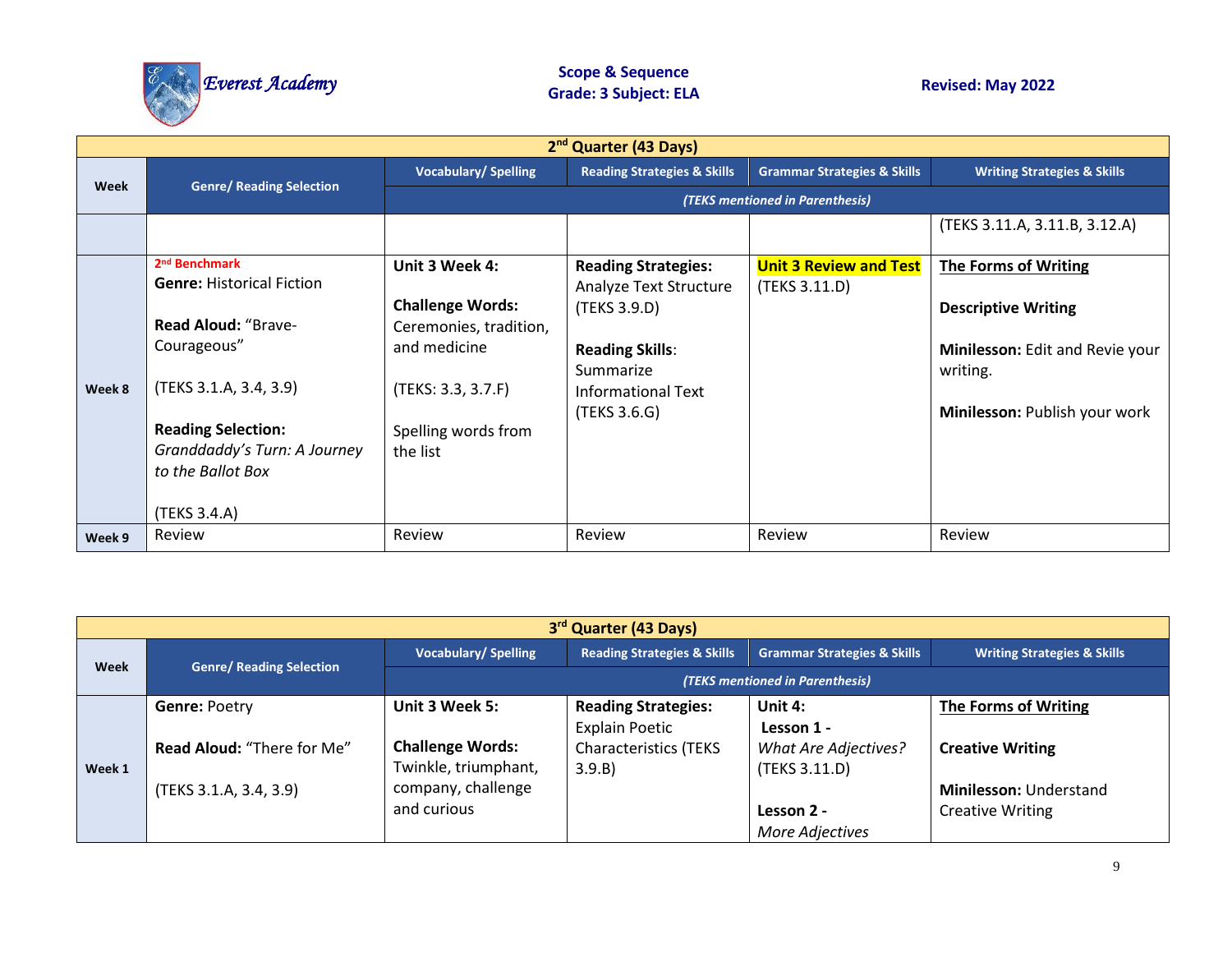| 2nd Quarter (43 Days) | | | | | |
|---|---|---|---|---|---|
| **Week** | **Genre/ Reading Selection** | **Vocabulary/ Spelling** | **Reading Strategies & Skills** | **Grammar Strategies & Skills** | **Writing Strategies & Skills** |
| | | *(TEKS mentioned in Parenthesis)* | | | |
| | | | | | (TEKS 3.11.A, 3.11.B, 3.12.A) |
| **Week 8** | **2nd Benchmark**<br>**Genre:** Historical Fiction<br><br>**Read Aloud:** "Brave-Courageous"<br><br>(TEKS 3.1.A, 3.4, 3.9)<br><br>**Reading Selection:** *Granddaddy's Turn: A Journey to the Ballot Box*<br><br>(TEKS 3.4.A) | **Unit 3 Week 4:**<br><br>**Challenge Words:** Ceremonies, tradition, and medicine<br><br>(TEKS: 3.3, 3.7.F)<br><br>Spelling words from the list | **Reading Strategies:** Analyze Text Structure (TEKS 3.9.D)<br><br>**Reading Skills**: Summarize Informational Text (TEKS 3.6.G) | **Unit 3 Review and Test** (TEKS 3.11.D) | **The Forms of Writing**<br><br>**Descriptive Writing**<br><br>**Minilesson:** Edit and Revie your writing.<br><br>**Minilesson:** Publish your work |
| **Week 9** | Review | Review | Review | Review | Review |

| 3rd Quarter (43 Days) | | | | | |
|---|---|---|---|---|---|
| **Week** | **Genre/ Reading Selection** | **Vocabulary/ Spelling** | **Reading Strategies & Skills** | **Grammar Strategies & Skills** | **Writing Strategies & Skills** |
| | | *(TEKS mentioned in Parenthesis)* | | | |
| **Week 1** | **Genre:** Poetry<br><br>**Read Aloud:** "There for Me"<br><br>(TEKS 3.1.A, 3.4, 3.9) | **Unit 3 Week 5:**<br><br>**Challenge Words:** Twinkle, triumphant, company, challenge and curious | **Reading Strategies:** Explain Poetic Characteristics (TEKS 3.9.B) | **Unit 4:**<br>**Lesson 1 -** *What Are Adjectives?* (TEKS 3.11.D)<br><br>**Lesson 2 -** *More Adjectives* | **The Forms of Writing**<br><br>**Creative Writing**<br><br>**Minilesson:** Understand Creative Writing |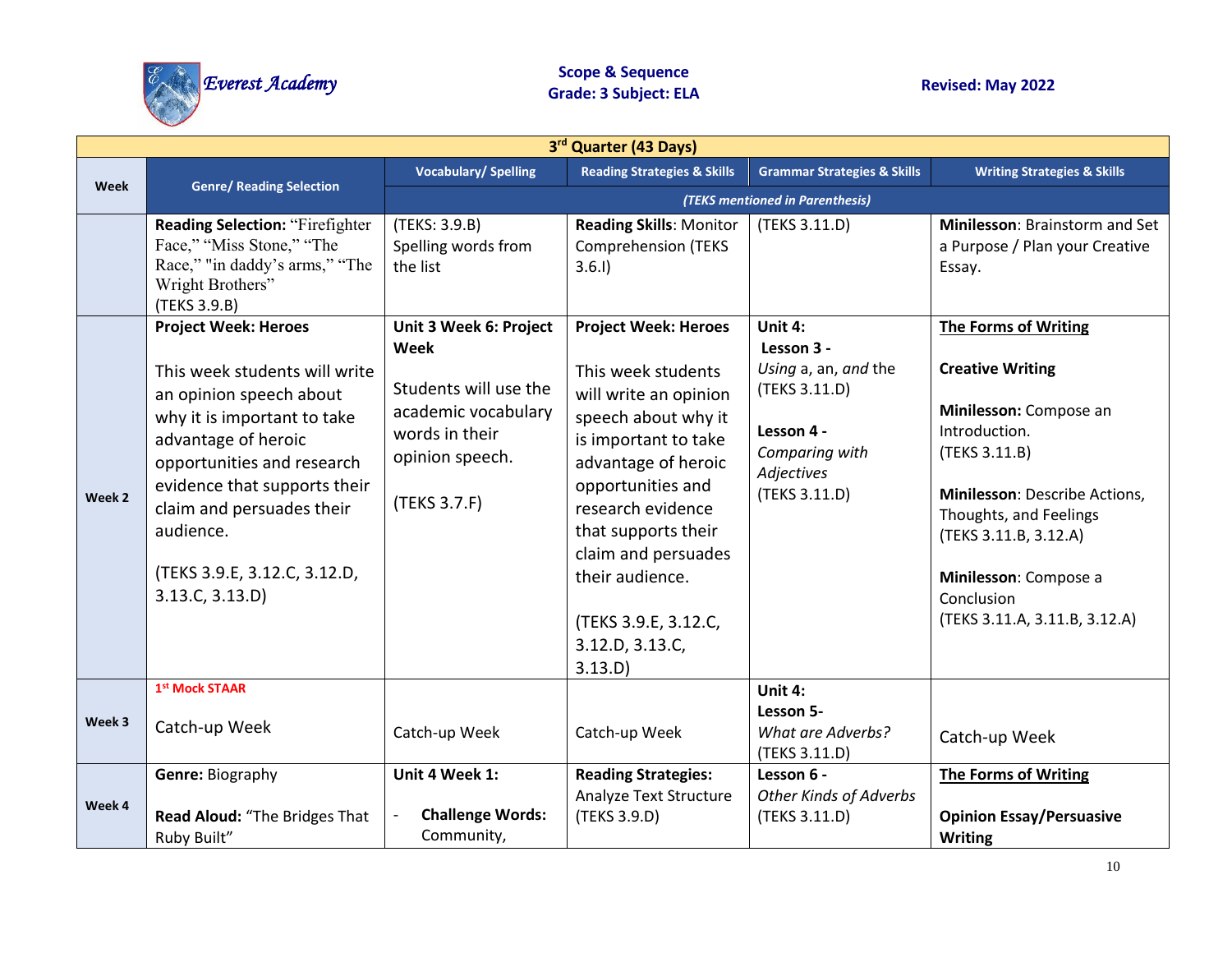Everest Academy

**Scope & Sequence**
**Grade: 3 Subject: ELA**

**Revised: May 2022**

| Week | Genre/ Reading Selection | Vocabulary/ Spelling | Reading Strategies & Skills | Grammar Strategies & Skills | Writing Strategies & Skills |
|---|---|---|---|---|---|
| **3rd Quarter (43 Days)** | | | | | |
| | | *(TEKS mentioned in Parenthesis)* | | | |
| | **Reading Selection:** "Firefighter Face," "Miss Stone," "The Race," "in daddy's arms," "The Wright Brothers" (TEKS 3.9.B) | (TEKS: 3.9.B) Spelling words from the list | **Reading Skills**: Monitor Comprehension (TEKS 3.6.I) | (TEKS 3.11.D) | **Minilesson**: Brainstorm and Set a Purpose / Plan your Creative Essay. |
| Week 2 | **Project Week: Heroes**<br><br>This week students will write an opinion speech about why it is important to take advantage of heroic opportunities and research evidence that supports their claim and persuades their audience.<br><br>(TEKS 3.9.E, 3.12.C, 3.12.D, 3.13.C, 3.13.D) | **Unit 3 Week 6: Project Week**<br><br>Students will use the academic vocabulary words in their opinion speech.<br><br>(TEKS 3.7.F) | **Project Week: Heroes**<br><br>This week students will write an opinion speech about why it is important to take advantage of heroic opportunities and research evidence that supports their claim and persuades their audience.<br><br>(TEKS 3.9.E, 3.12.C, 3.12.D, 3.13.C, 3.13.D) | **Unit 4:**<br>**Lesson 3 -**<br>*Using* a, an, *and* the<br>(TEKS 3.11.D)<br><br>**Lesson 4 -**<br>*Comparing with Adjectives*<br>(TEKS 3.11.D) | **The Forms of Writing**<br><br>**Creative Writing**<br><br>**Minilesson:** Compose an Introduction.<br>(TEKS 3.11.B)<br><br>**Minilesson**: Describe Actions, Thoughts, and Feelings<br>(TEKS 3.11.B, 3.12.A)<br><br>**Minilesson**: Compose a Conclusion<br>(TEKS 3.11.A, 3.11.B, 3.12.A) |
| Week 3 | 1st Mock STAAR<br><br>Catch-up Week | Catch-up Week | Catch-up Week | **Unit 4:**<br>**Lesson 5-**<br>*What are Adverbs?*<br>(TEKS 3.11.D) | Catch-up Week |
| Week 4 | **Genre:** Biography<br><br>**Read Aloud:** "The Bridges That Ruby Built" | **Unit 4 Week 1:**<br><br>- **Challenge Words:** Community, | **Reading Strategies:** Analyze Text Structure (TEKS 3.9.D) | **Lesson 6 -**<br>*Other Kinds of Adverbs*<br>(TEKS 3.11.D) | **The Forms of Writing**<br><br>**Opinion Essay/Persuasive Writing** |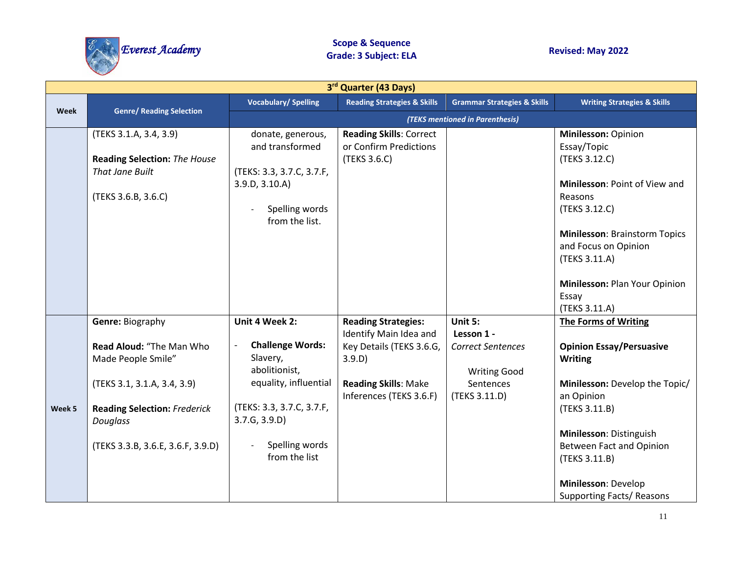Everest Academy

**Scope & Sequence**
**Grade: 3 Subject: ELA**

**Revised: May 2022**

| 3rd Quarter (43 Days) | | | | | |
|---|---|---|---|---|---|
| **Week** | **Genre/ Reading Selection** | **Vocabulary/ Spelling** | **Reading Strategies & Skills** | **Grammar Strategies & Skills** | **Writing Strategies & Skills** |
| | | *(TEKS mentioned in Parenthesis)* | | | |
| | (TEKS 3.1.A, 3.4, 3.9)<br><br>**Reading Selection:** *The House That Jane Built*<br><br>(TEKS 3.6.B, 3.6.C) | donate, generous, and transformed<br><br>(TEKS: 3.3, 3.7.C, 3.7.F, 3.9.D, 3.10.A)<br><br>- Spelling words from the list. | **Reading Skills**: Correct or Confirm Predictions (TEKS 3.6.C) | | **Minilesson:** Opinion Essay/Topic (TEKS 3.12.C)<br><br>**Minilesson**: Point of View and Reasons (TEKS 3.12.C)<br><br>**Minilesson**: Brainstorm Topics and Focus on Opinion (TEKS 3.11.A)<br><br>**Minilesson:** Plan Your Opinion Essay (TEKS 3.11.A) |
| **Week 5** | **Genre:** Biography<br><br>**Read Aloud:** "The Man Who Made People Smile"<br><br>(TEKS 3.1, 3.1.A, 3.4, 3.9)<br><br>**Reading Selection:** *Frederick Douglass*<br><br>(TEKS 3.3.B, 3.6.E, 3.6.F, 3.9.D) | **Unit 4 Week 2:**<br><br>- **Challenge Words:** Slavery, abolitionist, equality, influential<br><br>(TEKS: 3.3, 3.7.C, 3.7.F, 3.7.G, 3.9.D)<br><br>- Spelling words from the list | **Reading Strategies:** Identify Main Idea and Key Details (TEKS 3.6.G, 3.9.D)<br><br>**Reading Skills**: Make Inferences (TEKS 3.6.F) | **Unit 5:**<br>**Lesson 1 -** *Correct Sentences*<br><br>Writing Good Sentences (TEKS 3.11.D) | **<u>The Forms of Writing</u>**<br><br>**Opinion Essay/Persuasive Writing**<br><br>**Minilesson:** Develop the Topic/ an Opinion (TEKS 3.11.B)<br><br>**Minilesson**: Distinguish Between Fact and Opinion (TEKS 3.11.B)<br><br>**Minilesson**: Develop Supporting Facts/ Reasons |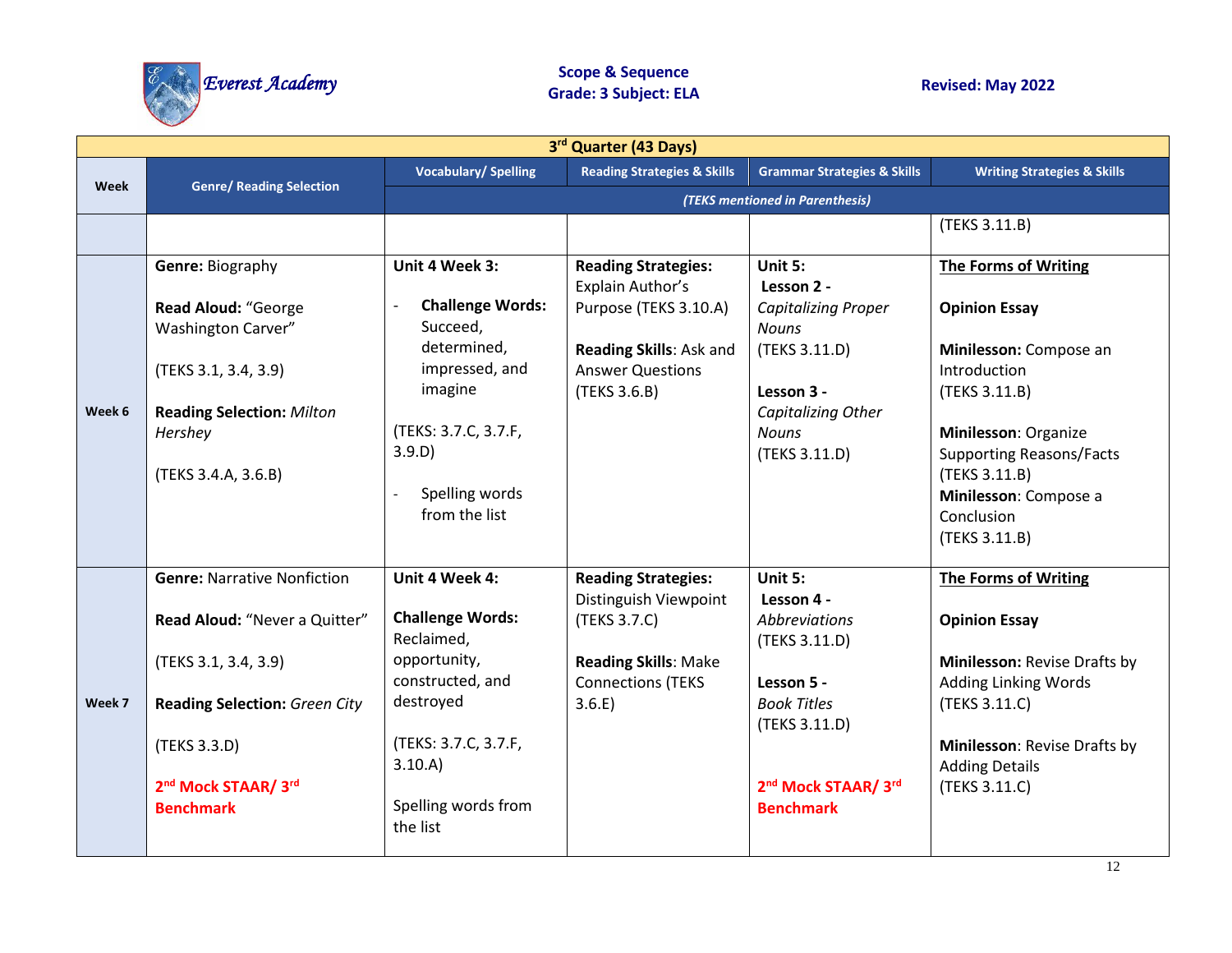Everest Academy

**Scope & Sequence**
**Grade: 3 Subject: ELA**

**Revised: May 2022**

| 3rd Quarter (43 Days) | | | | | |
|---|---|---|---|---|---|
| **Week** | **Genre/ Reading Selection** | **Vocabulary/ Spelling** | **Reading Strategies & Skills** | **Grammar Strategies & Skills** | **Writing Strategies & Skills** |
| | | *(TEKS mentioned in Parenthesis)* | | | |
| | | | | | (TEKS 3.11.B) |
| **Week 6** | **Genre:** Biography<br><br>**Read Aloud:** "George Washington Carver"<br><br>(TEKS 3.1, 3.4, 3.9)<br><br>**Reading Selection:** *Milton Hershey*<br><br>(TEKS 3.4.A, 3.6.B) | **Unit 4 Week 3:**<br><br>- **Challenge Words:** Succeed, determined, impressed, and imagine<br><br>(TEKS: 3.7.C, 3.7.F, 3.9.D)<br><br>- Spelling words from the list | **Reading Strategies:** Explain Author's Purpose (TEKS 3.10.A)<br><br>**Reading Skills**: Ask and Answer Questions (TEKS 3.6.B) | **Unit 5:**<br>**Lesson 2 -** *Capitalizing Proper Nouns* (TEKS 3.11.D)<br><br>**Lesson 3 -** *Capitalizing Other Nouns* (TEKS 3.11.D) | **The Forms of Writing**<br><br>**Opinion Essay**<br><br>**Minilesson:** Compose an Introduction (TEKS 3.11.B)<br><br>**Minilesson**: Organize Supporting Reasons/Facts (TEKS 3.11.B)<br>**Minilesson**: Compose a Conclusion (TEKS 3.11.B) |
| **Week 7** | **Genre:** Narrative Nonfiction<br><br>**Read Aloud:** "Never a Quitter"<br><br>(TEKS 3.1, 3.4, 3.9)<br><br>**Reading Selection:** *Green City*<br><br>(TEKS 3.3.D)<br><br>**2nd Mock STAAR/ 3rd Benchmark** | **Unit 4 Week 4:**<br><br>**Challenge Words:** Reclaimed, opportunity, constructed, and destroyed<br><br>(TEKS: 3.7.C, 3.7.F, 3.10.A)<br><br>Spelling words from the list | **Reading Strategies:** Distinguish Viewpoint (TEKS 3.7.C)<br><br>**Reading Skills**: Make Connections (TEKS 3.6.E) | **Unit 5:**<br>**Lesson 4 -** *Abbreviations* (TEKS 3.11.D)<br><br>**Lesson 5 -** *Book Titles* (TEKS 3.11.D)<br><br>**2nd Mock STAAR/ 3rd Benchmark** | **The Forms of Writing**<br><br>**Opinion Essay**<br><br>**Minilesson:** Revise Drafts by Adding Linking Words (TEKS 3.11.C)<br><br>**Minilesson**: Revise Drafts by Adding Details (TEKS 3.11.C) |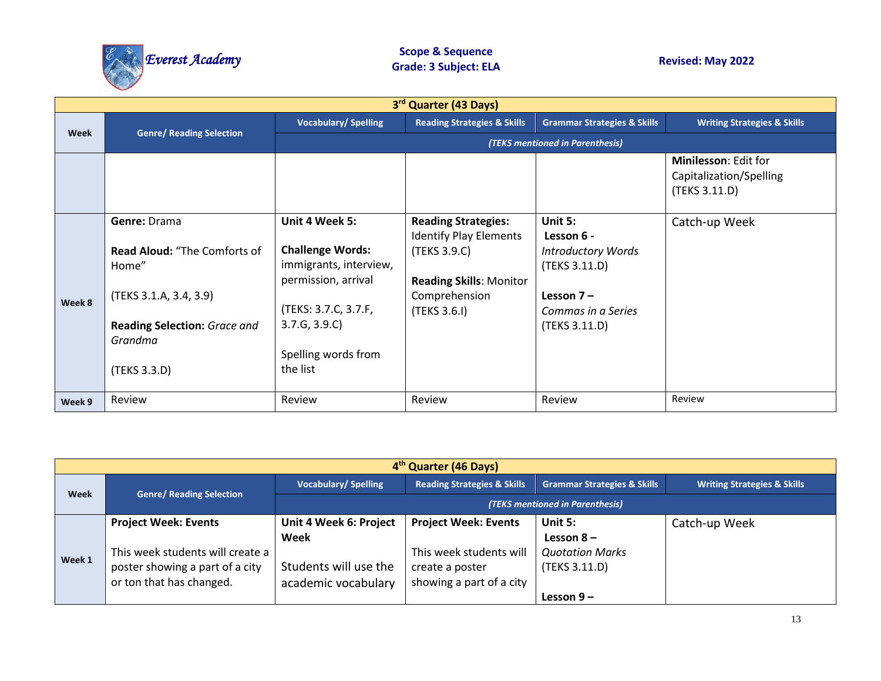Everest Academy

**Scope & Sequence**
**Grade: 3 Subject: ELA**

**Revised: May 2022**

| 3rd Quarter (43 Days) | | | | | |
|---|---|---|---|---|---|
| **Week** | **Genre/ Reading Selection** | **Vocabulary/ Spelling** | **Reading Strategies & Skills** | **Grammar Strategies & Skills** | **Writing Strategies & Skills** |
| | | *(TEKS mentioned in Parenthesis)* | | | |
| | | | | | **Minilesson**: Edit for Capitalization/Spelling (TEKS 3.11.D) |
| **Week 8** | **Genre:** Drama<br><br>**Read Aloud:** "The Comforts of Home"<br><br>(TEKS 3.1.A, 3.4, 3.9)<br><br>**Reading Selection:** *Grace and Grandma*<br><br>(TEKS 3.3.D) | **Unit 4 Week 5:**<br><br>**Challenge Words:** immigrants, interview, permission, arrival<br><br>(TEKS: 3.7.C, 3.7.F, 3.7.G, 3.9.C)<br><br>Spelling words from the list | **Reading Strategies:** Identify Play Elements (TEKS 3.9.C)<br><br>**Reading Skills**: Monitor Comprehension (TEKS 3.6.I) | **Unit 5:**<br>**Lesson 6 -** *Introductory Words* (TEKS 3.11.D)<br><br>**Lesson 7 –** *Commas in a Series* (TEKS 3.11.D) | Catch-up Week |
| **Week 9** | Review | Review | Review | Review | Review |

| 4th Quarter (46 Days) | | | | | |
|---|---|---|---|---|---|
| **Week** | **Genre/ Reading Selection** | **Vocabulary/ Spelling** | **Reading Strategies & Skills** | **Grammar Strategies & Skills** | **Writing Strategies & Skills** |
| | | *(TEKS mentioned in Parenthesis)* | | | |
| **Week 1** | **Project Week: Events**<br><br>This week students will create a poster showing a part of a city or ton that has changed. | **Unit 4 Week 6: Project Week**<br><br>Students will use the academic vocabulary | **Project Week: Events**<br><br>This week students will create a poster showing a part of a city | **Unit 5:**<br>**Lesson 8 –** *Quotation Marks* (TEKS 3.11.D)<br><br>**Lesson 9 –** | Catch-up Week |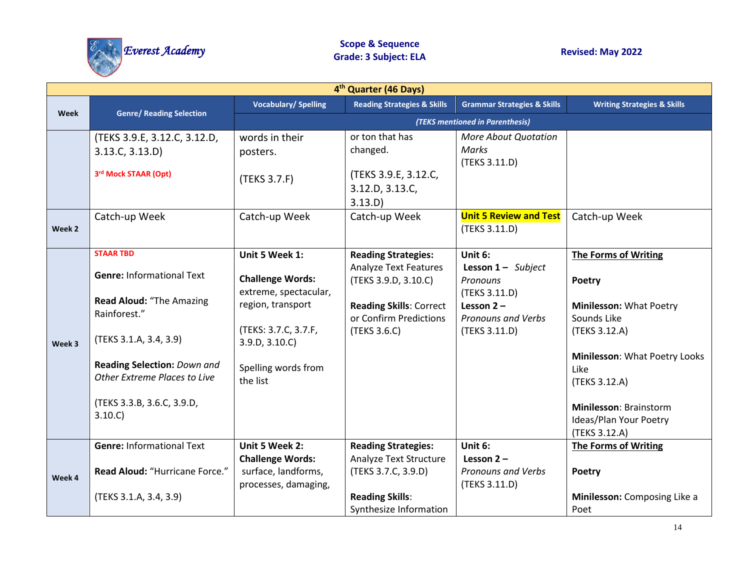Everest Academy

**Scope & Sequence**
**Grade: 3 Subject: ELA**

**Revised: May 2022**

| 4th Quarter (46 Days) | | | | | |
|---|---|---|---|---|---|
| **Week** | **Genre/ Reading Selection** | **Vocabulary/ Spelling** | **Reading Strategies & Skills** | **Grammar Strategies & Skills** | **Writing Strategies & Skills** |
| | | *(TEKS mentioned in Parenthesis)* | | | |
| | (TEKS 3.9.E, 3.12.C, 3.12.D, 3.13.C, 3.13.D)<br><br>3rd Mock STAAR (Opt) | words in their posters.<br><br>(TEKS 3.7.F) | or ton that has changed.<br><br>(TEKS 3.9.E, 3.12.C, 3.12.D, 3.13.C, 3.13.D) | *More About Quotation Marks*<br>(TEKS 3.11.D) | |
| **Week 2** | Catch-up Week | Catch-up Week | Catch-up Week | **Unit 5 Review and Test**<br>(TEKS 3.11.D) | Catch-up Week |
| **Week 3** | STAAR TBD<br><br>**Genre:** Informational Text<br><br>**Read Aloud:** "The Amazing Rainforest."<br><br>(TEKS 3.1.A, 3.4, 3.9)<br><br>**Reading Selection:** *Down and Other Extreme Places to Live*<br><br>(TEKS 3.3.B, 3.6.C, 3.9.D, 3.10.C) | **Unit 5 Week 1:**<br><br>**Challenge Words:** extreme, spectacular, region, transport<br><br>(TEKS: 3.7.C, 3.7.F, 3.9.D, 3.10.C)<br><br>Spelling words from the list | **Reading Strategies:** Analyze Text Features (TEKS 3.9.D, 3.10.C)<br><br>**Reading Skills**: Correct or Confirm Predictions (TEKS 3.6.C) | **Unit 6:**<br>**Lesson 1 –** *Subject Pronouns*<br>(TEKS 3.11.D)<br>**Lesson 2 –** *Pronouns and Verbs*<br>(TEKS 3.11.D) | **The Forms of Writing**<br><br>**Poetry**<br><br>**Minilesson:** What Poetry Sounds Like<br>(TEKS 3.12.A)<br><br>**Minilesson**: What Poetry Looks Like<br>(TEKS 3.12.A)<br><br>**Minilesson**: Brainstorm Ideas/Plan Your Poetry<br>(TEKS 3.12.A) |
| **Week 4** | **Genre:** Informational Text<br><br>**Read Aloud:** "Hurricane Force."<br><br>(TEKS 3.1.A, 3.4, 3.9) | **Unit 5 Week 2:**<br>**Challenge Words:** surface, landforms, processes, damaging, | **Reading Strategies:** Analyze Text Structure (TEKS 3.7.C, 3.9.D)<br><br>**Reading Skills**: Synthesize Information | **Unit 6:**<br>**Lesson 2 –** *Pronouns and Verbs*<br>(TEKS 3.11.D) | **The Forms of Writing**<br><br>**Poetry**<br><br>**Minilesson:** Composing Like a Poet |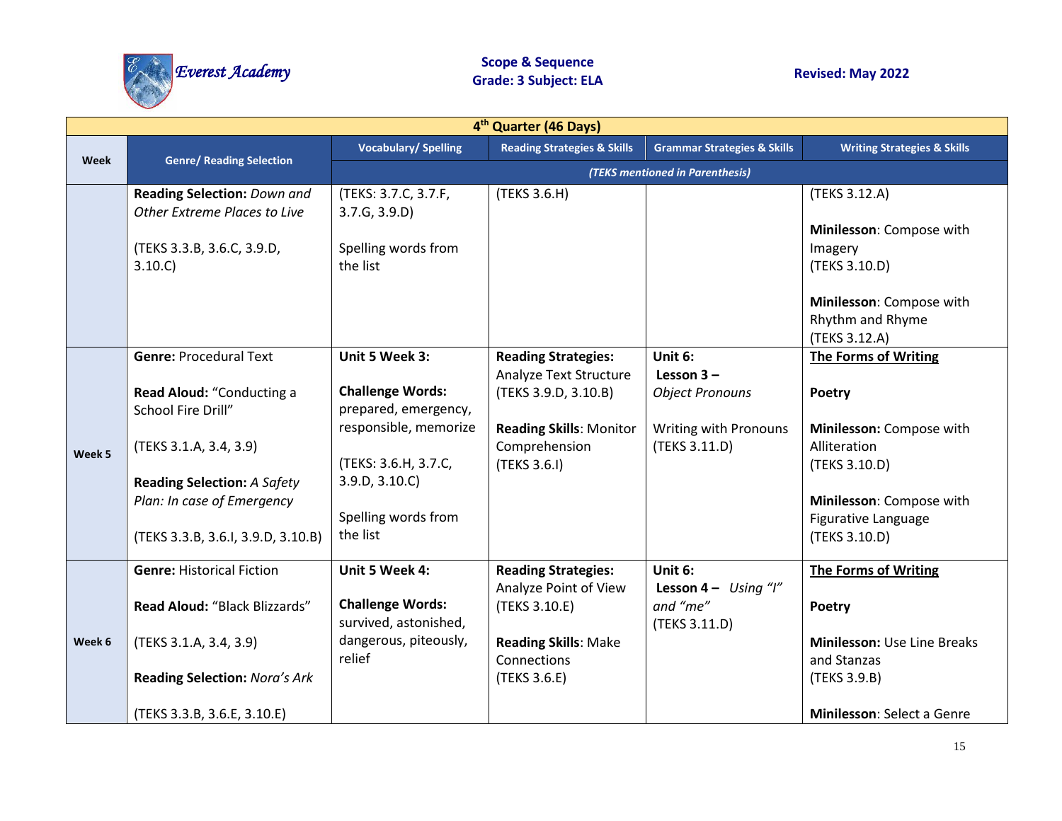Everest Academy

**Scope & Sequence**
**Grade: 3 Subject: ELA**

**Revised: May 2022**

| 4th Quarter (46 Days) | | | | | |
|---|---|---|---|---|---|
| **Week** | **Genre/ Reading Selection** | **Vocabulary/ Spelling** | **Reading Strategies & Skills** | **Grammar Strategies & Skills** | **Writing Strategies & Skills** |
| | | *(TEKS mentioned in Parenthesis)* | | | |
| | **Reading Selection:** *Down and Other Extreme Places to Live*<br><br>(TEKS 3.3.B, 3.6.C, 3.9.D, 3.10.C) | (TEKS: 3.7.C, 3.7.F, 3.7.G, 3.9.D)<br><br>Spelling words from the list | (TEKS 3.6.H) | | (TEKS 3.12.A)<br><br>**Minilesson**: Compose with Imagery<br>(TEKS 3.10.D)<br><br>**Minilesson**: Compose with Rhythm and Rhyme<br>(TEKS 3.12.A) |
| **Week 5** | **Genre:** Procedural Text<br><br>**Read Aloud:** "Conducting a School Fire Drill"<br><br>(TEKS 3.1.A, 3.4, 3.9)<br><br>**Reading Selection:** *A Safety Plan: In case of Emergency*<br><br>(TEKS 3.3.B, 3.6.I, 3.9.D, 3.10.B) | **Unit 5 Week 3:**<br><br>**Challenge Words:** prepared, emergency, responsible, memorize<br><br>(TEKS: 3.6.H, 3.7.C, 3.9.D, 3.10.C)<br><br>Spelling words from the list | **Reading Strategies:** Analyze Text Structure (TEKS 3.9.D, 3.10.B)<br><br>**Reading Skills**: Monitor Comprehension<br>(TEKS 3.6.I) | **Unit 6:**<br>**Lesson 3 –** *Object Pronouns*<br><br>Writing with Pronouns<br>(TEKS 3.11.D) | **The Forms of Writing**<br><br>**Poetry**<br><br>**Minilesson:** Compose with Alliteration<br>(TEKS 3.10.D)<br><br>**Minilesson**: Compose with Figurative Language<br>(TEKS 3.10.D) |
| **Week 6** | **Genre:** Historical Fiction<br><br>**Read Aloud:** "Black Blizzards"<br><br>(TEKS 3.1.A, 3.4, 3.9)<br><br>**Reading Selection:** *Nora's Ark*<br><br>(TEKS 3.3.B, 3.6.E, 3.10.E) | **Unit 5 Week 4:**<br><br>**Challenge Words:** survived, astonished, dangerous, piteously, relief | **Reading Strategies:** Analyze Point of View<br>(TEKS 3.10.E)<br><br>**Reading Skills**: Make Connections<br>(TEKS 3.6.E) | **Unit 6:**<br>**Lesson 4 –** *Using "I" and "me"*<br>(TEKS 3.11.D) | **The Forms of Writing**<br><br>**Poetry**<br><br>**Minilesson:** Use Line Breaks and Stanzas<br>(TEKS 3.9.B)<br><br>**Minilesson**: Select a Genre |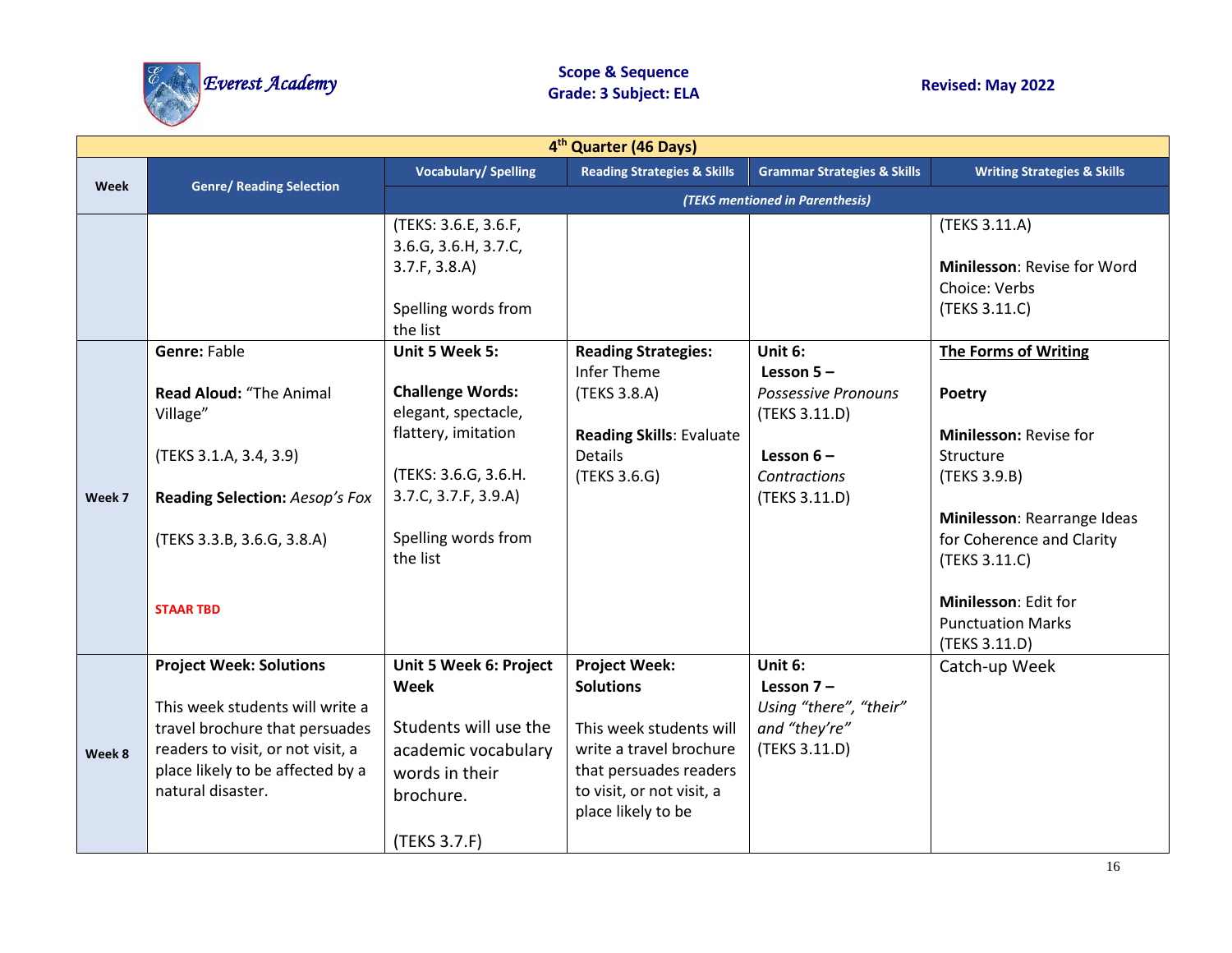**Scope & Sequence**
**Grade: 3 Subject: ELA**

**Revised: May 2022**

| 4th Quarter (46 Days) | | | | | |
|---|---|---|---|---|---|
| **Week** | **Genre/ Reading Selection** | **Vocabulary/ Spelling** | **Reading Strategies & Skills** | **Grammar Strategies & Skills** | **Writing Strategies & Skills** |
| | | *(TEKS mentioned in Parenthesis)* | | | |
| | | (TEKS: 3.6.E, 3.6.F, 3.6.G, 3.6.H, 3.7.C, 3.7.F, 3.8.A)<br><br>Spelling words from the list | | | (TEKS 3.11.A)<br><br>**Minilesson**: Revise for Word Choice: Verbs (TEKS 3.11.C) |
| **Week 7** | **Genre:** Fable<br><br>**Read Aloud:** "The Animal Village"<br><br>(TEKS 3.1.A, 3.4, 3.9)<br><br>**Reading Selection:** *Aesop's Fox*<br><br>(TEKS 3.3.B, 3.6.G, 3.8.A)<br><br>**STAAR TBD** | **Unit 5 Week 5:**<br><br>**Challenge Words:** elegant, spectacle, flattery, imitation<br><br>(TEKS: 3.6.G, 3.6.H. 3.7.C, 3.7.F, 3.9.A)<br><br>Spelling words from the list | **Reading Strategies:** Infer Theme (TEKS 3.8.A)<br><br>**Reading Skills**: Evaluate Details (TEKS 3.6.G) | **Unit 6:**<br>**Lesson 5 –** *Possessive Pronouns* (TEKS 3.11.D)<br><br>**Lesson 6 –** *Contractions* (TEKS 3.11.D) | **The Forms of Writing**<br><br>**Poetry**<br><br>**Minilesson:** Revise for Structure (TEKS 3.9.B)<br><br>**Minilesson**: Rearrange Ideas for Coherence and Clarity (TEKS 3.11.C)<br><br>**Minilesson**: Edit for Punctuation Marks (TEKS 3.11.D) |
| **Week 8** | **Project Week: Solutions**<br><br>This week students will write a travel brochure that persuades readers to visit, or not visit, a place likely to be affected by a natural disaster. | **Unit 5 Week 6: Project Week**<br><br>Students will use the academic vocabulary words in their brochure.<br><br>(TEKS 3.7.F) | **Project Week: Solutions**<br><br>This week students will write a travel brochure that persuades readers to visit, or not visit, a place likely to be | **Unit 6:**<br>**Lesson 7 –** *Using "there", "their" and "they're"* (TEKS 3.11.D) | Catch-up Week |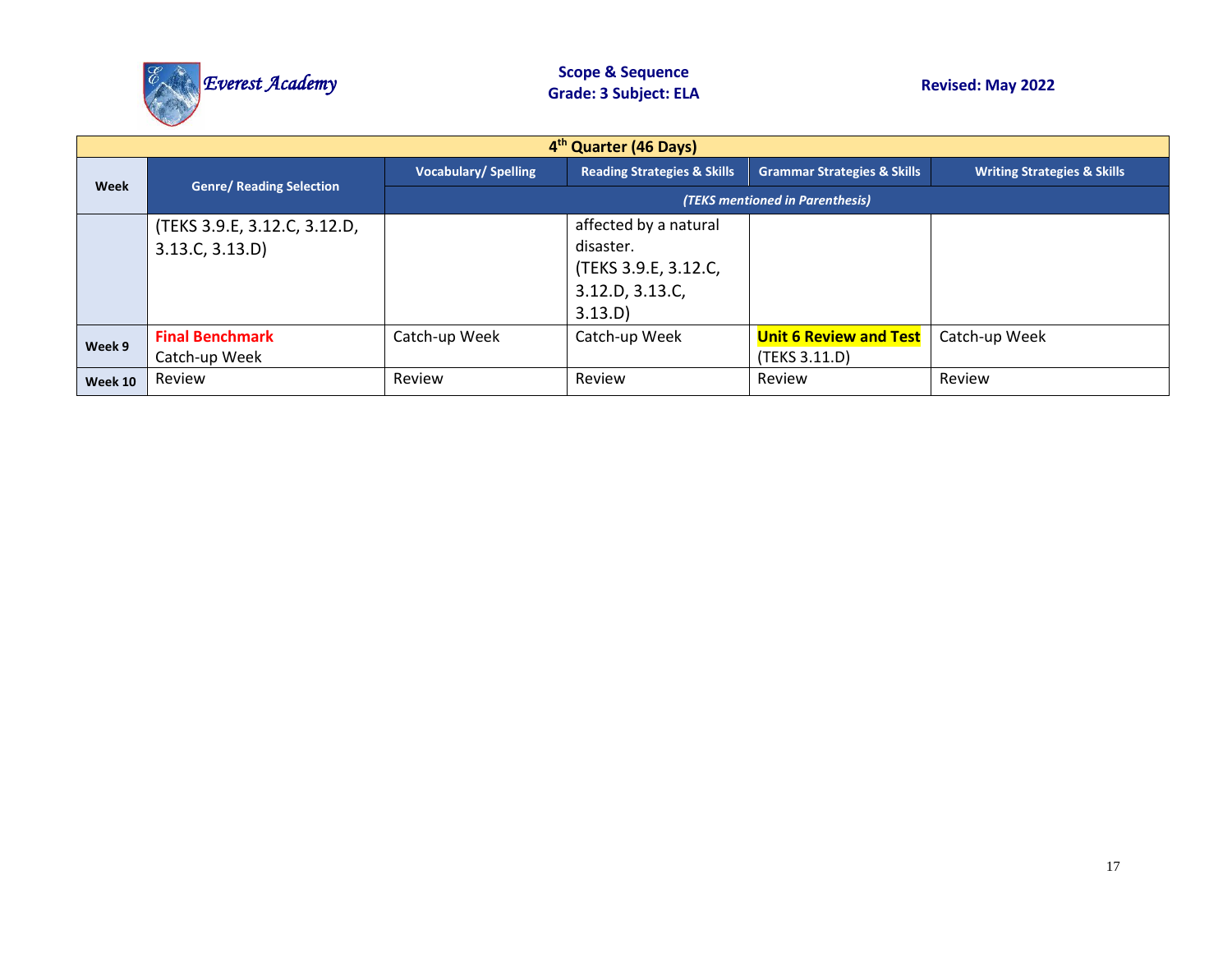Everest Academy

**Scope & Sequence**
**Grade: 3 Subject: ELA**

**Revised: May 2022**

| 4th Quarter (46 Days) | | | | | |
|---|---|---|---|---|---|
| **Week** | **Genre/ Reading Selection** | **Vocabulary/ Spelling** | **Reading Strategies & Skills** | **Grammar Strategies & Skills** | **Writing Strategies & Skills** |
| | | *(TEKS mentioned in Parenthesis)* | | | |
| | (TEKS 3.9.E, 3.12.C, 3.12.D, 3.13.C, 3.13.D) | | affected by a natural disaster. (TEKS 3.9.E, 3.12.C, 3.12.D, 3.13.C, 3.13.D) | | |
| **Week 9** | **Final Benchmark** Catch-up Week | Catch-up Week | Catch-up Week | **Unit 6 Review and Test** (TEKS 3.11.D) | Catch-up Week |
| **Week 10** | Review | Review | Review | Review | Review |